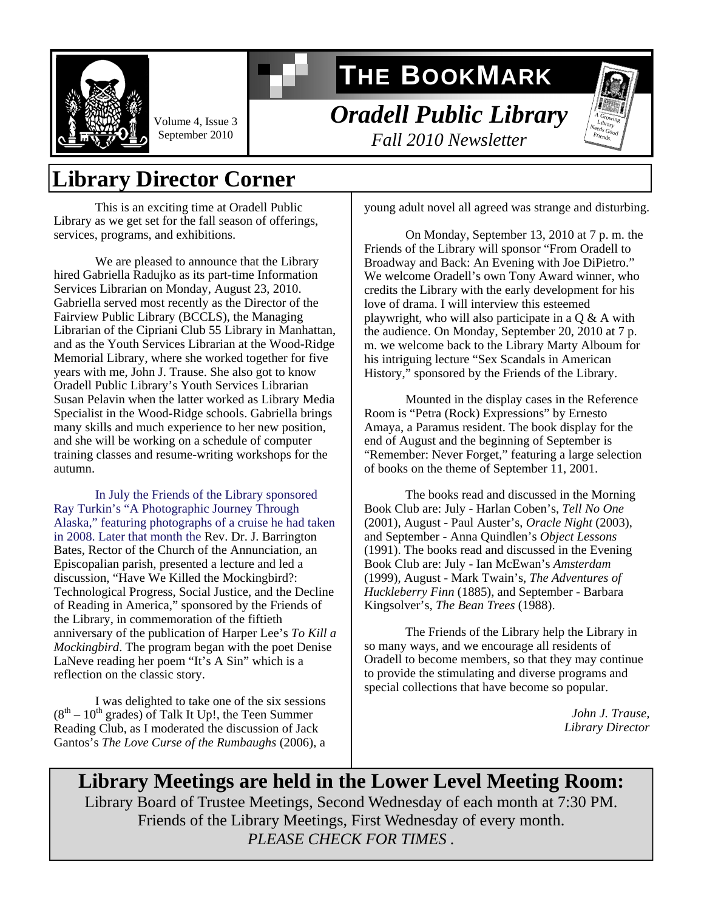# THE BOOKMARK

Volume 4, Issue 3
September 2010

## *Oradell Public Library*

*Fall 2010 Newsletter*

A Growing Library Needs Good Friends.

# Library Director Corner

This is an exciting time at Oradell Public Library as we get set for the fall season of offerings, services, programs, and exhibitions.

We are pleased to announce that the Library hired Gabriella Radujko as its part-time Information Services Librarian on Monday, August 23, 2010. Gabriella served most recently as the Director of the Fairview Public Library (BCCLS), the Managing Librarian of the Cipriani Club 55 Library in Manhattan, and as the Youth Services Librarian at the Wood-Ridge Memorial Library, where she worked together for five years with me, John J. Trause. She also got to know Oradell Public Library's Youth Services Librarian Susan Pelavin when the latter worked as Library Media Specialist in the Wood-Ridge schools. Gabriella brings many skills and much experience to her new position, and she will be working on a schedule of computer training classes and resume-writing workshops for the autumn.

In July the Friends of the Library sponsored Ray Turkin's "A Photographic Journey Through Alaska," featuring photographs of a cruise he had taken in 2008. Later that month the Rev. Dr. J. Barrington Bates, Rector of the Church of the Annunciation, an Episcopalian parish, presented a lecture and led a discussion, "Have We Killed the Mockingbird?: Technological Progress, Social Justice, and the Decline of Reading in America," sponsored by the Friends of the Library, in commemoration of the fiftieth anniversary of the publication of Harper Lee's *To Kill a Mockingbird*. The program began with the poet Denise LaNeve reading her poem "It's A Sin" which is a reflection on the classic story.

I was delighted to take one of the six sessions ($8^{th}$ – $10^{th}$ grades) of Talk It Up!, the Teen Summer Reading Club, as I moderated the discussion of Jack Gantos's *The Love Curse of the Rumbaughs* (2006), a young adult novel all agreed was strange and disturbing.

On Monday, September 13, 2010 at 7 p. m. the Friends of the Library will sponsor "From Oradell to Broadway and Back: An Evening with Joe DiPietro." We welcome Oradell's own Tony Award winner, who credits the Library with the early development for his love of drama. I will interview this esteemed playwright, who will also participate in a Q & A with the audience. On Monday, September 20, 2010 at 7 p. m. we welcome back to the Library Marty Alboum for his intriguing lecture "Sex Scandals in American History," sponsored by the Friends of the Library.

Mounted in the display cases in the Reference Room is "Petra (Rock) Expressions" by Ernesto Amaya, a Paramus resident. The book display for the end of August and the beginning of September is "Remember: Never Forget," featuring a large selection of books on the theme of September 11, 2001.

The books read and discussed in the Morning Book Club are: July - Harlan Coben's, *Tell No One* (2001), August - Paul Auster's, *Oracle Night* (2003), and September - Anna Quindlen's *Object Lessons* (1991). The books read and discussed in the Evening Book Club are: July - Ian McEwan's *Amsterdam* (1999), August - Mark Twain's, *The Adventures of Huckleberry Finn* (1885), and September - Barbara Kingsolver's, *The Bean Trees* (1988).

The Friends of the Library help the Library in so many ways, and we encourage all residents of Oradell to become members, so that they may continue to provide the stimulating and diverse programs and special collections that have become so popular.

*John J. Trause,*
*Library Director*

## Library Meetings are held in the Lower Level Meeting Room:

Library Board of Trustee Meetings, Second Wednesday of each month at 7:30 PM.
Friends of the Library Meetings, First Wednesday of every month.
*PLEASE CHECK FOR TIMES* .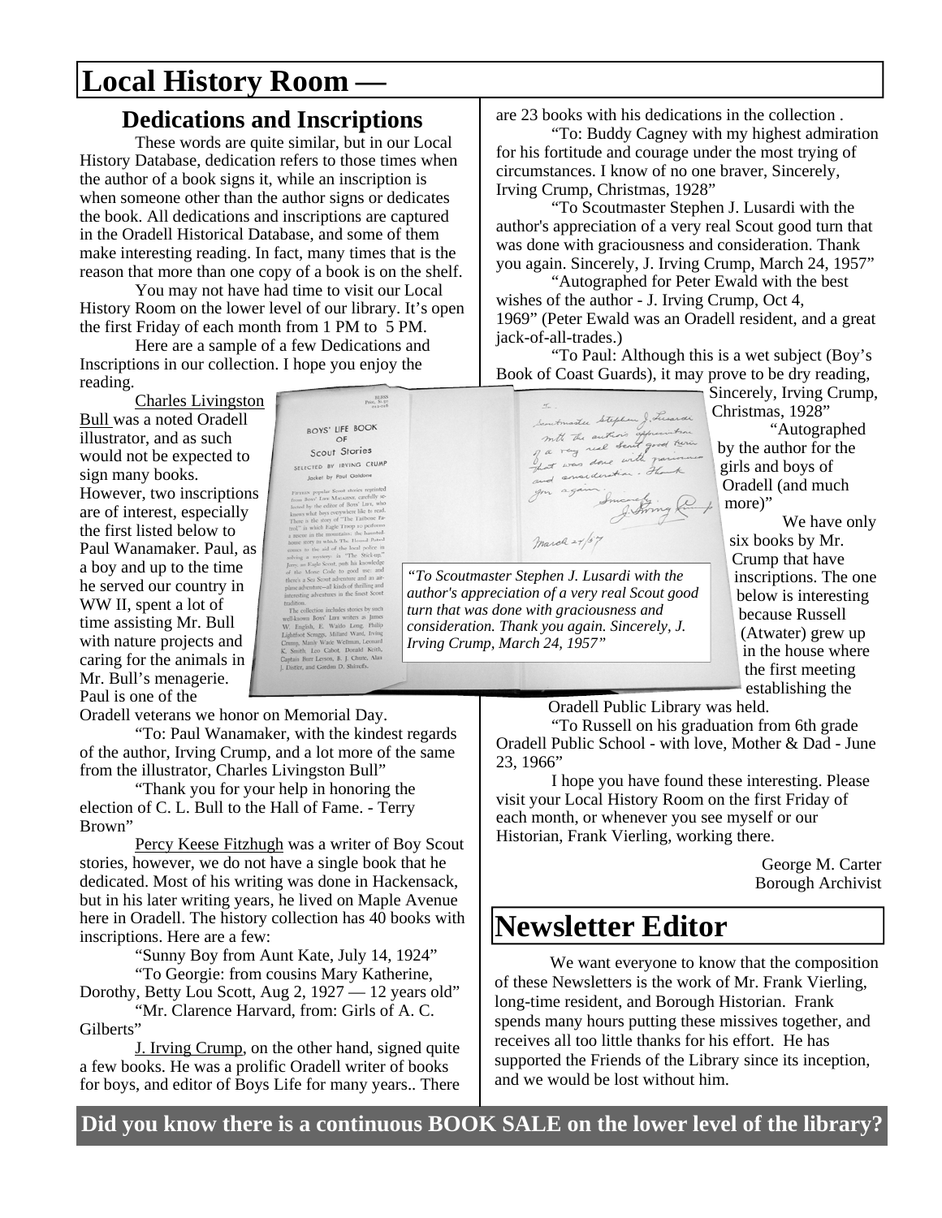# Local History Room —

## Dedications and Inscriptions

These words are quite similar, but in our Local History Database, dedication refers to those times when the author of a book signs it, while an inscription is when someone other than the author signs or dedicates the book. All dedications and inscriptions are captured in the Oradell Historical Database, and some of them make interesting reading. In fact, many times that is the reason that more than one copy of a book is on the shelf.

You may not have had time to visit our Local History Room on the lower level of our library. It's open the first Friday of each month from 1 PM to 5 PM.

Here are a sample of a few Dedications and Inscriptions in our collection. I hope you enjoy the reading.

Charles Livingston Bull was a noted Oradell illustrator, and as such would not be expected to sign many books. However, two inscriptions are of interest, especially the first listed below to Paul Wanamaker. Paul, as a boy and up to the time he served our country in WW II, spent a lot of time assisting Mr. Bull with nature projects and caring for the animals in Mr. Bull's menagerie. Paul is one of the Oradell veterans we honor on Memorial Day.

"To: Paul Wanamaker, with the kindest regards of the author, Irving Crump, and a lot more of the same from the illustrator, Charles Livingston Bull"

"Thank you for your help in honoring the election of C. L. Bull to the Hall of Fame. - Terry Brown"

Percy Keese Fitzhugh was a writer of Boy Scout stories, however, we do not have a single book that he dedicated. Most of his writing was done in Hackensack, but in his later writing years, he lived on Maple Avenue here in Oradell. The history collection has 40 books with inscriptions. Here are a few:

"Sunny Boy from Aunt Kate, July 14, 1924"

"To Georgie: from cousins Mary Katherine, Dorothy, Betty Lou Scott, Aug 2, 1927 — 12 years old"

"Mr. Clarence Harvard, from: Girls of A. C. Gilberts"

J. Irving Crump, on the other hand, signed quite a few books. He was a prolific Oradell writer of books for boys, and editor of Boys Life for many years.. There are 23 books with his dedications in the collection .

"To: Buddy Cagney with my highest admiration for his fortitude and courage under the most trying of circumstances. I know of no one braver, Sincerely, Irving Crump, Christmas, 1928"

"To Scoutmaster Stephen J. Lusardi with the author's appreciation of a very real Scout good turn that was done with graciousness and consideration. Thank you again. Sincerely, J. Irving Crump, March 24, 1957"

"Autographed for Peter Ewald with the best wishes of the author - J. Irving Crump, Oct 4, 1969" (Peter Ewald was an Oradell resident, and a great jack-of-all-trades.)

"To Paul: Although this is a wet subject (Boy's Book of Coast Guards), it may prove to be dry reading, Sincerely, Irving Crump, Christmas, 1928"

"Autographed by the author for the girls and boys of Oradell (and much more)"

*"To Scoutmaster Stephen J. Lusardi with the author's appreciation of a very real Scout good turn that was done with graciousness and consideration. Thank you again. Sincerely, J. Irving Crump, March 24, 1957"*

We have only six books by Mr. Crump that have inscriptions. The one below is interesting because Russell (Atwater) grew up in the house where the first meeting establishing the Oradell Public Library was held.

"To Russell on his graduation from 6th grade Oradell Public School - with love, Mother & Dad - June 23, 1966"

I hope you have found these interesting. Please visit your Local History Room on the first Friday of each month, or whenever you see myself or our Historian, Frank Vierling, working there.

George M. Carter
Borough Archivist

# Newsletter Editor

We want everyone to know that the composition of these Newsletters is the work of Mr. Frank Vierling, long-time resident, and Borough Historian. Frank spends many hours putting these missives together, and receives all too little thanks for his effort. He has supported the Friends of the Library since its inception, and we would be lost without him.

**Did you know there is a continuous BOOK SALE on the lower level of the library?**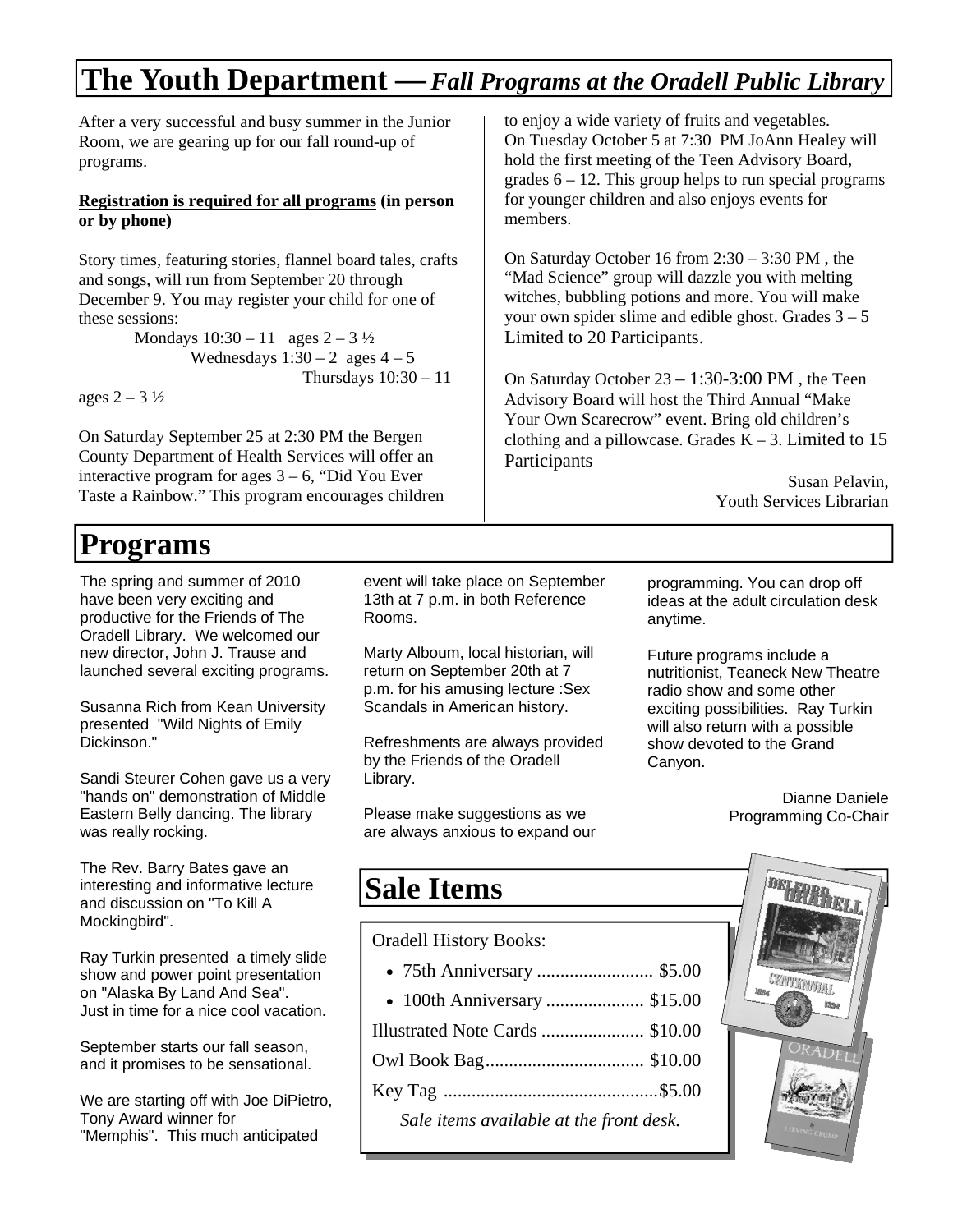# The Youth Department — *Fall Programs at the Oradell Public Library*

After a very successful and busy summer in the Junior Room, we are gearing up for our fall round-up of programs.

**Registration is required for all programs (in person or by phone)**

Story times, featuring stories, flannel board tales, crafts and songs, will run from September 20 through December 9. You may register your child for one of these sessions:

Mondays 10:30 – 11 ages 2 – 3 ½
Wednesdays 1:30 – 2 ages 4 – 5
Thursdays 10:30 – 11 ages 2 – 3 ½

On Saturday September 25 at 2:30 PM the Bergen County Department of Health Services will offer an interactive program for ages 3 – 6, "Did You Ever Taste a Rainbow." This program encourages children to enjoy a wide variety of fruits and vegetables.

On Tuesday October 5 at 7:30 PM JoAnn Healey will hold the first meeting of the Teen Advisory Board, grades 6 – 12. This group helps to run special programs for younger children and also enjoys events for members.

On Saturday October 16 from 2:30 – 3:30 PM , the "Mad Science" group will dazzle you with melting witches, bubbling potions and more. You will make your own spider slime and edible ghost. Grades 3 – 5 Limited to 20 Participants.

On Saturday October 23 – 1:30-3:00 PM , the Teen Advisory Board will host the Third Annual "Make Your Own Scarecrow" event. Bring old children's clothing and a pillowcase. Grades K – 3. Limited to 15 Participants

Susan Pelavin,
Youth Services Librarian

# Programs

The spring and summer of 2010 have been very exciting and productive for the Friends of The Oradell Library. We welcomed our new director, John J. Trause and launched several exciting programs.

Susanna Rich from Kean University presented "Wild Nights of Emily Dickinson."

Sandi Steurer Cohen gave us a very "hands on" demonstration of Middle Eastern Belly dancing. The library was really rocking.

The Rev. Barry Bates gave an interesting and informative lecture and discussion on "To Kill A Mockingbird".

Ray Turkin presented a timely slide show and power point presentation on "Alaska By Land And Sea". Just in time for a nice cool vacation.

September starts our fall season, and it promises to be sensational.

We are starting off with Joe DiPietro, Tony Award winner for "Memphis". This much anticipated event will take place on September 13th at 7 p.m. in both Reference Rooms.

Marty Alboum, local historian, will return on September 20th at 7 p.m. for his amusing lecture :Sex Scandals in American history.

Refreshments are always provided by the Friends of the Oradell Library.

Please make suggestions as we are always anxious to expand our programming. You can drop off ideas at the adult circulation desk anytime.

Future programs include a nutritionist, Teaneck New Theatre radio show and some other exciting possibilities. Ray Turkin will also return with a possible show devoted to the Grand Canyon.

Dianne Daniele
Programming Co-Chair

# Sale Items

Oradell History Books:

- 75th Anniversary ......................... $5.00
- 100th Anniversary ..................... $15.00

Illustrated Note Cards ...................... $10.00

Owl Book Bag.................................. $10.00

Key Tag .............................................$5.00

*Sale items available at the front desk.*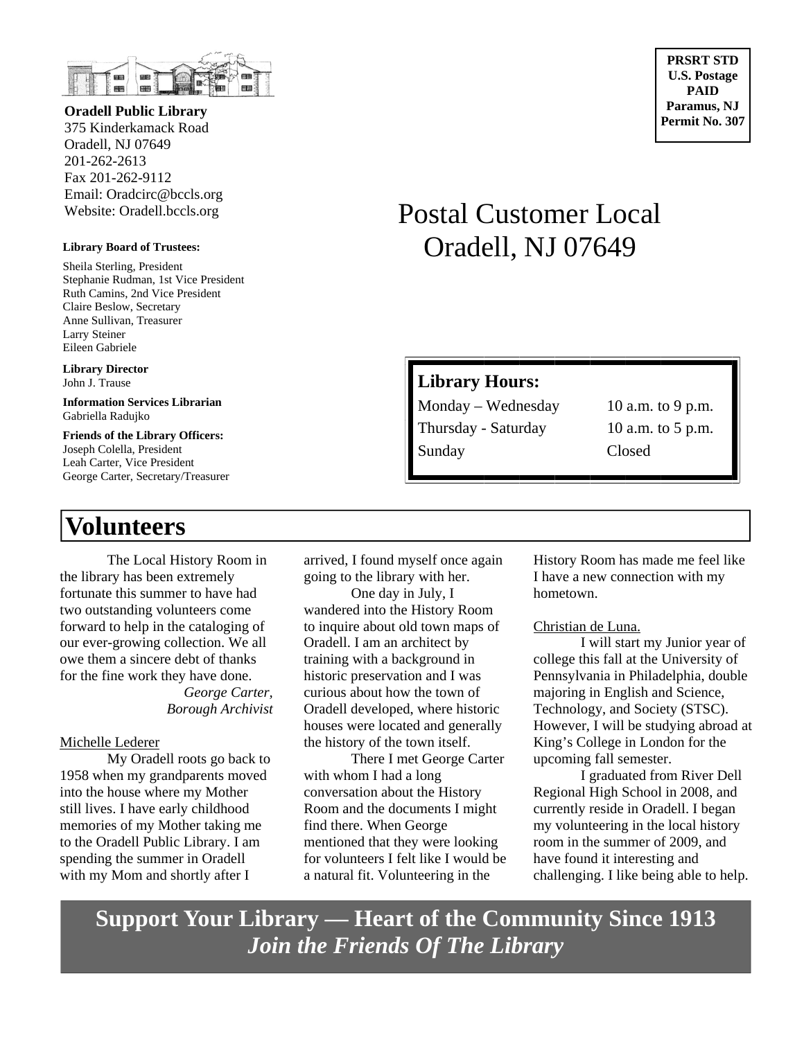**Oradell Public Library**
375 Kinderkamack Road
Oradell, NJ 07649
201-262-2613
Fax 201-262-9112
Email: Oradcirc@bccls.org
Website: Oradell.bccls.org

**PRSRT STD**
**U.S. Postage**
**PAID**
**Paramus, NJ**
**Permit No. 307**

Postal Customer Local
Oradell, NJ 07649

**Library Board of Trustees:**

Sheila Sterling, President
Stephanie Rudman, 1st Vice President
Ruth Camins, 2nd Vice President
Claire Beslow, Secretary
Anne Sullivan, Treasurer
Larry Steiner
Eileen Gabriele

**Library Director**
John J. Trause

**Information Services Librarian**
Gabriella Radujko

**Friends of the Library Officers:**
Joseph Colella, President
Leah Carter, Vice President
George Carter, Secretary/Treasurer

**Library Hours:**

| | |
|---|---|
| Monday – Wednesday | 10 a.m. to 9 p.m. |
| Thursday - Saturday | 10 a.m. to 5 p.m. |
| Sunday | Closed |

# Volunteers

The Local History Room in the library has been extremely fortunate this summer to have had two outstanding volunteers come forward to help in the cataloging of our ever-growing collection. We all owe them a sincere debt of thanks for the fine work they have done.

*George Carter, Borough Archivist*

Michelle Lederer

My Oradell roots go back to 1958 when my grandparents moved into the house where my Mother still lives. I have early childhood memories of my Mother taking me to the Oradell Public Library. I am spending the summer in Oradell with my Mom and shortly after I arrived, I found myself once again going to the library with her.

One day in July, I wandered into the History Room to inquire about old town maps of Oradell. I am an architect by training with a background in historic preservation and I was curious about how the town of Oradell developed, where historic houses were located and generally the history of the town itself.

There I met George Carter with whom I had a long conversation about the History Room and the documents I might find there. When George mentioned that they were looking for volunteers I felt like I would be a natural fit. Volunteering in the History Room has made me feel like I have a new connection with my hometown.

Christian de Luna.

I will start my Junior year of college this fall at the University of Pennsylvania in Philadelphia, double majoring in English and Science, Technology, and Society (STSC). However, I will be studying abroad at King's College in London for the upcoming fall semester.

I graduated from River Dell Regional High School in 2008, and currently reside in Oradell. I began my volunteering in the local history room in the summer of 2009, and have found it interesting and challenging. I like being able to help.

**Support Your Library — Heart of the Community Since 1913**
***Join the Friends Of The Library***